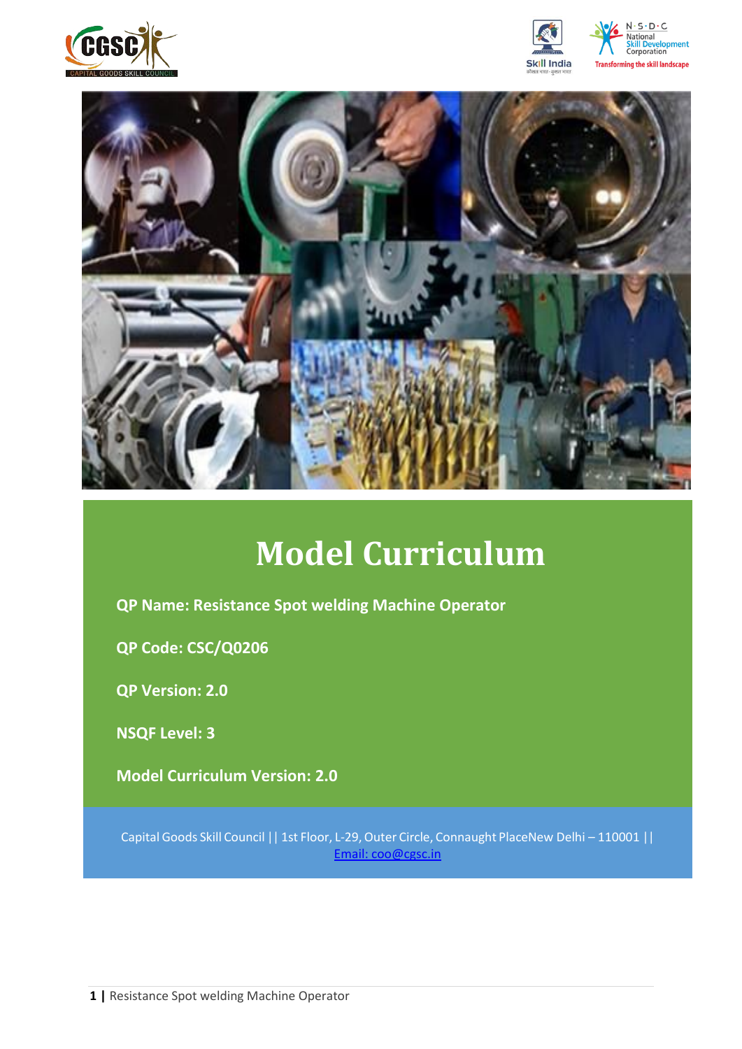# Model Curriculum

**QP Name: Resistance Spot welding Machine Operator**

**QP Code: CSC/Q0206**

**QP Version: 2.0**

**NSQF Level: 3**

**Model Curriculum Version: 2.0**

Capital Goods Skill Council || 1st Floor, L-29, Outer Circle, Connaught PlaceNew Delhi – 110001 || Email: coo@cgsc.in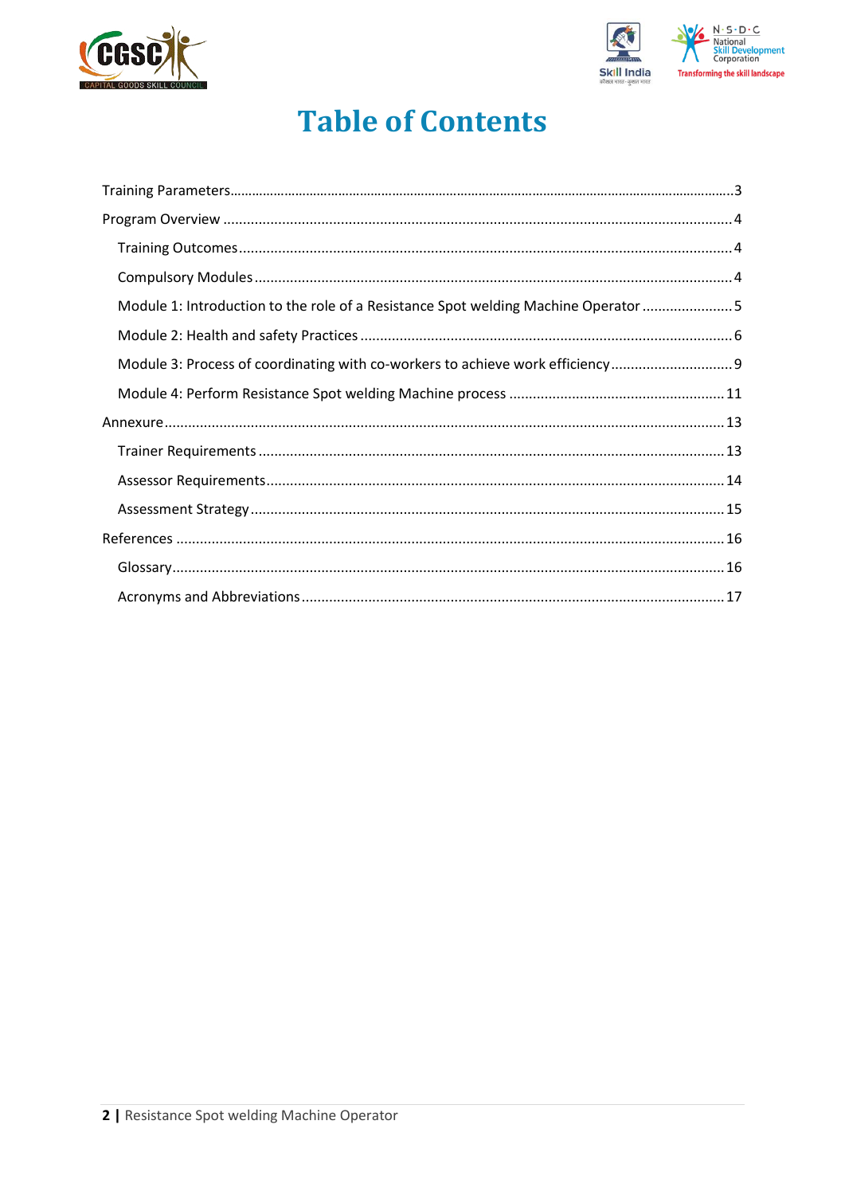# Table of Contents

- Training Parameters ........ 3
- Program Overview ........ 4
  - Training Outcomes ........ 4
  - Compulsory Modules ........ 4
  - Module 1: Introduction to the role of a Resistance Spot welding Machine Operator ........ 5
  - Module 2: Health and safety Practices ........ 6
  - Module 3: Process of coordinating with co-workers to achieve work efficiency ........ 9
  - Module 4: Perform Resistance Spot welding Machine process ........ 11
- Annexure ........ 13
  - Trainer Requirements ........ 13
  - Assessor Requirements ........ 14
  - Assessment Strategy ........ 15
- References ........ 16
  - Glossary ........ 16
  - Acronyms and Abbreviations ........ 17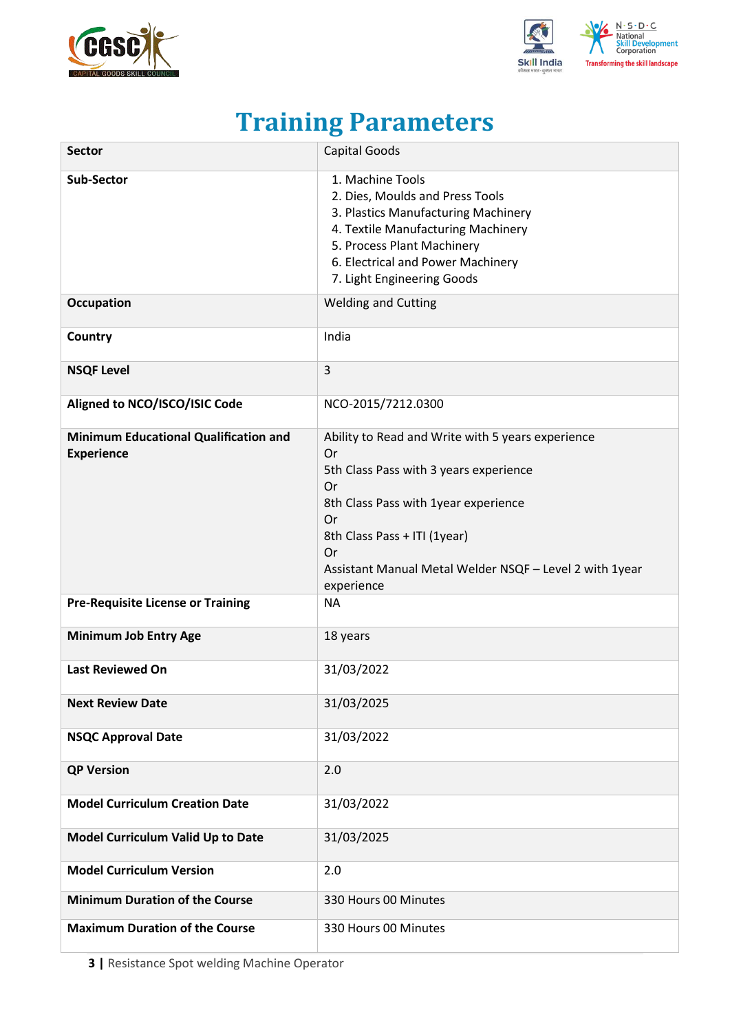# Training Parameters

| Sector | Capital Goods |
|---|---|
| **Sub-Sector** | 1. Machine Tools<br>2. Dies, Moulds and Press Tools<br>3. Plastics Manufacturing Machinery<br>4. Textile Manufacturing Machinery<br>5. Process Plant Machinery<br>6. Electrical and Power Machinery<br>7. Light Engineering Goods |
| **Occupation** | Welding and Cutting |
| **Country** | India |
| **NSQF Level** | 3 |
| **Aligned to NCO/ISCO/ISIC Code** | NCO-2015/7212.0300 |
| **Minimum Educational Qualification and Experience** | Ability to Read and Write with 5 years experience<br>Or<br>5th Class Pass with 3 years experience<br>Or<br>8th Class Pass with 1year experience<br>Or<br>8th Class Pass + ITI (1year)<br>Or<br>Assistant Manual Metal Welder NSQF – Level 2 with 1year experience |
| **Pre-Requisite License or Training** | NA |
| **Minimum Job Entry Age** | 18 years |
| **Last Reviewed On** | 31/03/2022 |
| **Next Review Date** | 31/03/2025 |
| **NSQC Approval Date** | 31/03/2022 |
| **QP Version** | 2.0 |
| **Model Curriculum Creation Date** | 31/03/2022 |
| **Model Curriculum Valid Up to Date** | 31/03/2025 |
| **Model Curriculum Version** | 2.0 |
| **Minimum Duration of the Course** | 330 Hours 00 Minutes |
| **Maximum Duration of the Course** | 330 Hours 00 Minutes |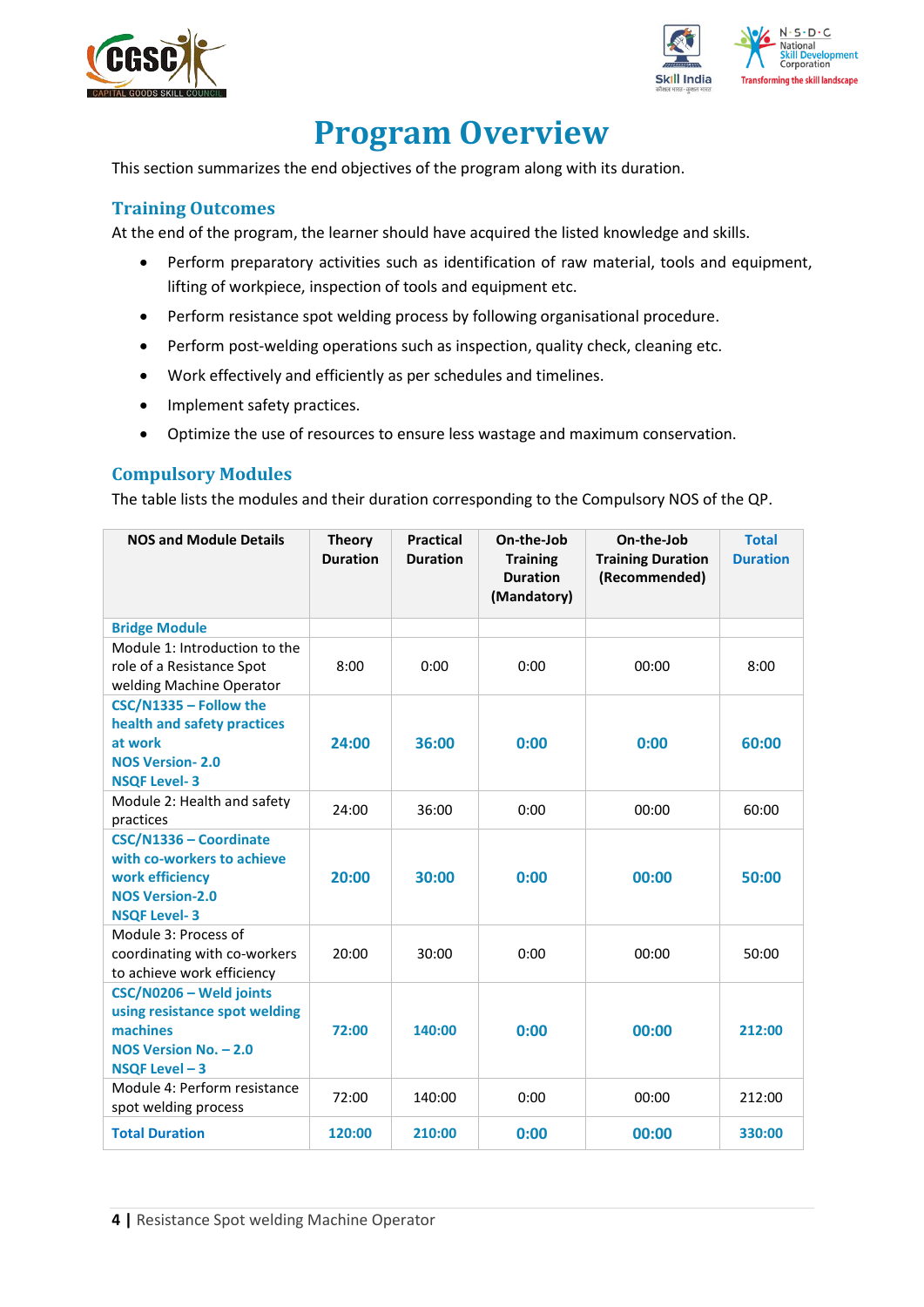# Program Overview

This section summarizes the end objectives of the program along with its duration.

## Training Outcomes

At the end of the program, the learner should have acquired the listed knowledge and skills.

- Perform preparatory activities such as identification of raw material, tools and equipment, lifting of workpiece, inspection of tools and equipment etc.
- Perform resistance spot welding process by following organisational procedure.
- Perform post-welding operations such as inspection, quality check, cleaning etc.
- Work effectively and efficiently as per schedules and timelines.
- Implement safety practices.
- Optimize the use of resources to ensure less wastage and maximum conservation.

## Compulsory Modules

The table lists the modules and their duration corresponding to the Compulsory NOS of the QP.

| NOS and Module Details | Theory Duration | Practical Duration | On-the-Job Training Duration (Mandatory) | On-the-Job Training Duration (Recommended) | Total Duration |
|---|---|---|---|---|---|
| **Bridge Module** | | | | | |
| Module 1: Introduction to the role of a Resistance Spot welding Machine Operator | 8:00 | 0:00 | 0:00 | 00:00 | 8:00 |
| **CSC/N1335 – Follow the health and safety practices at work**<br>**NOS Version- 2.0**<br>**NSQF Level- 3** | **24:00** | **36:00** | **0:00** | **0:00** | **60:00** |
| Module 2: Health and safety practices | 24:00 | 36:00 | 0:00 | 00:00 | 60:00 |
| **CSC/N1336 – Coordinate with co-workers to achieve work efficiency**<br>**NOS Version-2.0**<br>**NSQF Level- 3** | **20:00** | **30:00** | **0:00** | **00:00** | **50:00** |
| Module 3: Process of coordinating with co-workers to achieve work efficiency | 20:00 | 30:00 | 0:00 | 00:00 | 50:00 |
| **CSC/N0206 – Weld joints using resistance spot welding machines**<br>**NOS Version No. – 2.0**<br>**NSQF Level – 3** | **72:00** | **140:00** | **0:00** | **00:00** | **212:00** |
| Module 4: Perform resistance spot welding process | 72:00 | 140:00 | 0:00 | 00:00 | 212:00 |
| **Total Duration** | **120:00** | **210:00** | **0:00** | **00:00** | **330:00** |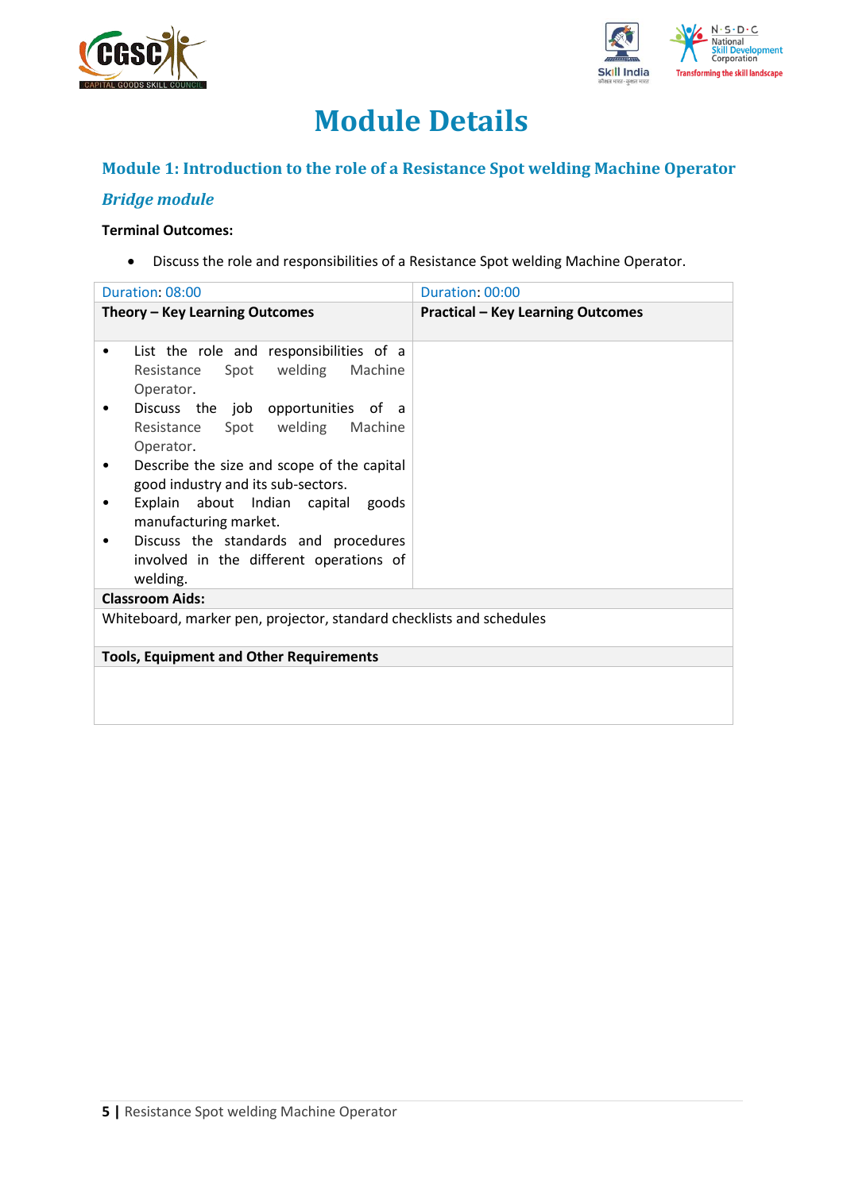# Module Details

## Module 1: Introduction to the role of a Resistance Spot welding Machine Operator

### *Bridge module*

**Terminal Outcomes:**

- Discuss the role and responsibilities of a Resistance Spot welding Machine Operator.

| Duration: 08:00 | Duration: 00:00 |
|---|---|
| **Theory – Key Learning Outcomes** | **Practical – Key Learning Outcomes** |
| • List the role and responsibilities of a Resistance Spot welding Machine Operator.<br>• Discuss the job opportunities of a Resistance Spot welding Machine Operator.<br>• Describe the size and scope of the capital good industry and its sub-sectors.<br>• Explain about Indian capital goods manufacturing market.<br>• Discuss the standards and procedures involved in the different operations of welding. | |
| **Classroom Aids:** | |
| Whiteboard, marker pen, projector, standard checklists and schedules | |
| **Tools, Equipment and Other Requirements** | |
| | |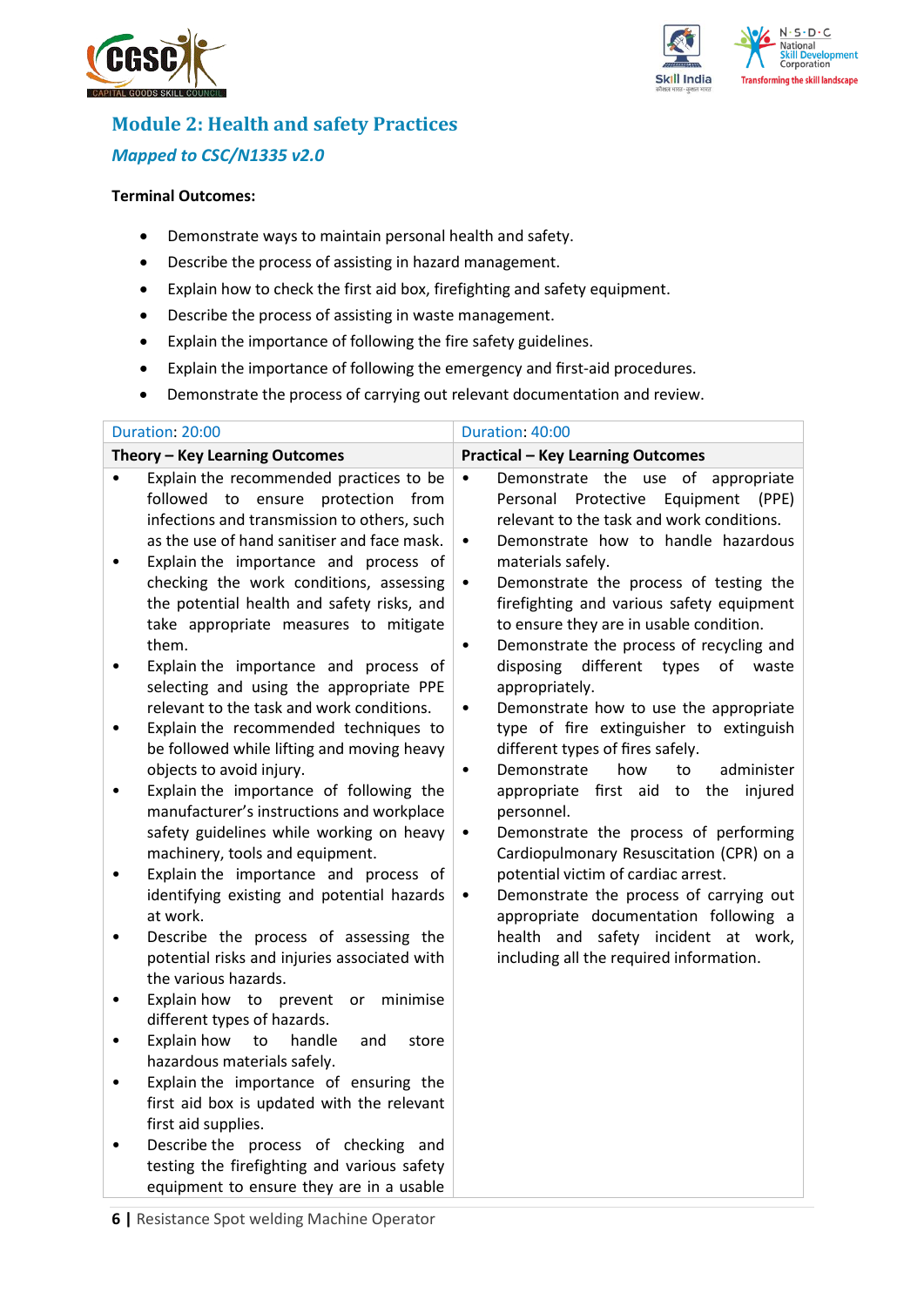## Module 2: Health and safety Practices

### *Mapped to CSC/N1335 v2.0*

**Terminal Outcomes:**

- Demonstrate ways to maintain personal health and safety.
- Describe the process of assisting in hazard management.
- Explain how to check the first aid box, firefighting and safety equipment.
- Describe the process of assisting in waste management.
- Explain the importance of following the fire safety guidelines.
- Explain the importance of following the emergency and first-aid procedures.
- Demonstrate the process of carrying out relevant documentation and review.

| Duration: 20:00 | Duration: 40:00 |
|---|---|
| **Theory – Key Learning Outcomes** | **Practical – Key Learning Outcomes** |
| • Explain the recommended practices to be followed to ensure protection from infections and transmission to others, such as the use of hand sanitiser and face mask.<br>• Explain the importance and process of checking the work conditions, assessing the potential health and safety risks, and take appropriate measures to mitigate them.<br>• Explain the importance and process of selecting and using the appropriate PPE relevant to the task and work conditions.<br>• Explain the recommended techniques to be followed while lifting and moving heavy objects to avoid injury.<br>• Explain the importance of following the manufacturer's instructions and workplace safety guidelines while working on heavy machinery, tools and equipment.<br>• Explain the importance and process of identifying existing and potential hazards at work.<br>• Describe the process of assessing the potential risks and injuries associated with the various hazards.<br>• Explain how to prevent or minimise different types of hazards.<br>• Explain how to handle and store hazardous materials safely.<br>• Explain the importance of ensuring the first aid box is updated with the relevant first aid supplies.<br>• Describe the process of checking and testing the firefighting and various safety equipment to ensure they are in a usable | • Demonstrate the use of appropriate Personal Protective Equipment (PPE) relevant to the task and work conditions.<br>• Demonstrate how to handle hazardous materials safely.<br>• Demonstrate the process of testing the firefighting and various safety equipment to ensure they are in usable condition.<br>• Demonstrate the process of recycling and disposing different types of waste appropriately.<br>• Demonstrate how to use the appropriate type of fire extinguisher to extinguish different types of fires safely.<br>• Demonstrate how to administer appropriate first aid to the injured personnel.<br>• Demonstrate the process of performing Cardiopulmonary Resuscitation (CPR) on a potential victim of cardiac arrest.<br>• Demonstrate the process of carrying out appropriate documentation following a health and safety incident at work, including all the required information. |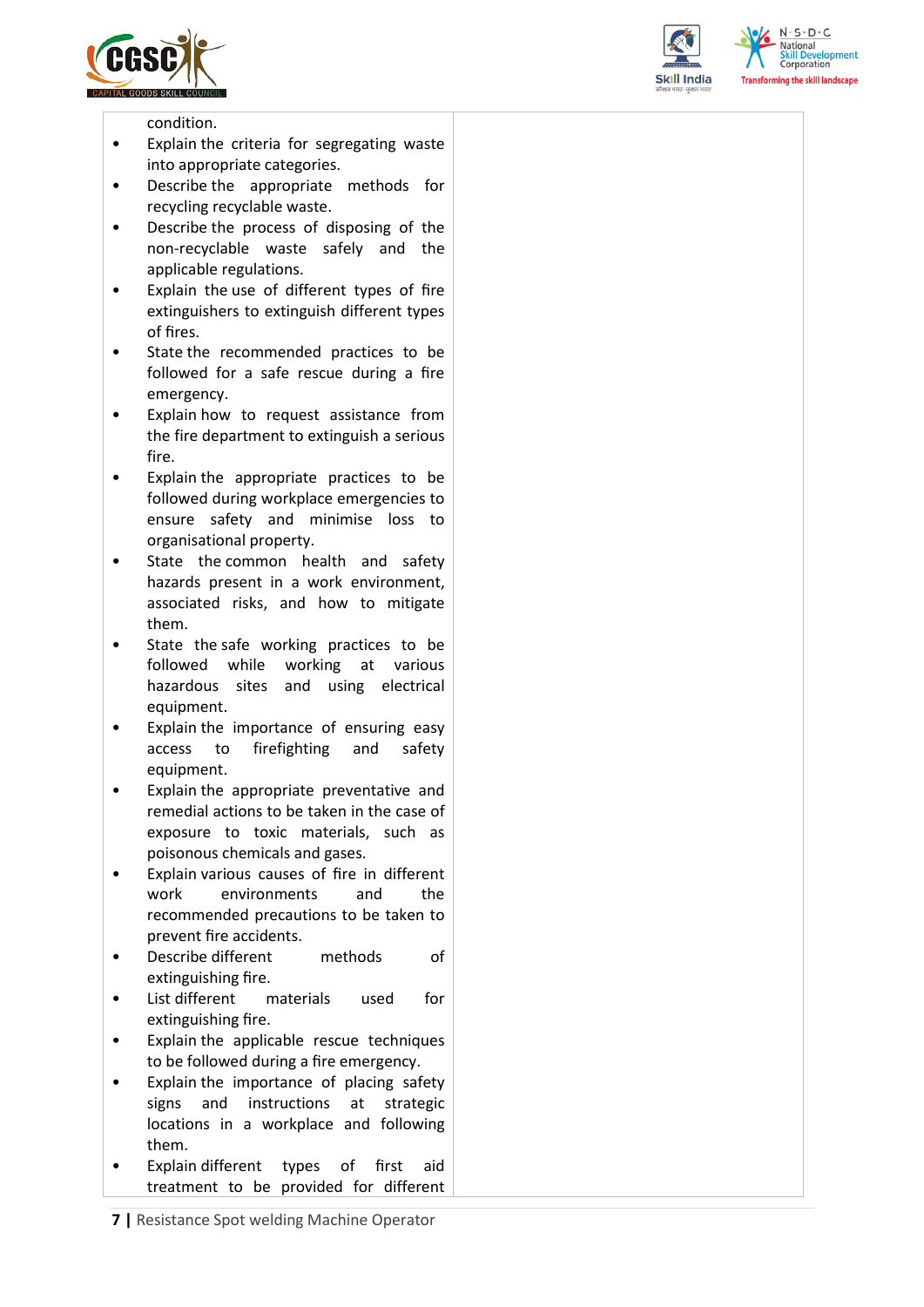| | |
|---|---|
| condition.<br>• Explain the criteria for segregating waste into appropriate categories.<br>• Describe the appropriate methods for recycling recyclable waste.<br>• Describe the process of disposing of the non-recyclable waste safely and the applicable regulations.<br>• Explain the use of different types of fire extinguishers to extinguish different types of fires.<br>• State the recommended practices to be followed for a safe rescue during a fire emergency.<br>• Explain how to request assistance from the fire department to extinguish a serious fire.<br>• Explain the appropriate practices to be followed during workplace emergencies to ensure safety and minimise loss to organisational property.<br>• State the common health and safety hazards present in a work environment, associated risks, and how to mitigate them.<br>• State the safe working practices to be followed while working at various hazardous sites and using electrical equipment.<br>• Explain the importance of ensuring easy access to firefighting and safety equipment.<br>• Explain the appropriate preventative and remedial actions to be taken in the case of exposure to toxic materials, such as poisonous chemicals and gases.<br>• Explain various causes of fire in different work environments and the recommended precautions to be taken to prevent fire accidents.<br>• Describe different methods of extinguishing fire.<br>• List different materials used for extinguishing fire.<br>• Explain the applicable rescue techniques to be followed during a fire emergency.<br>• Explain the importance of placing safety signs and instructions at strategic locations in a workplace and following them.<br>• Explain different types of first aid treatment to be provided for different | |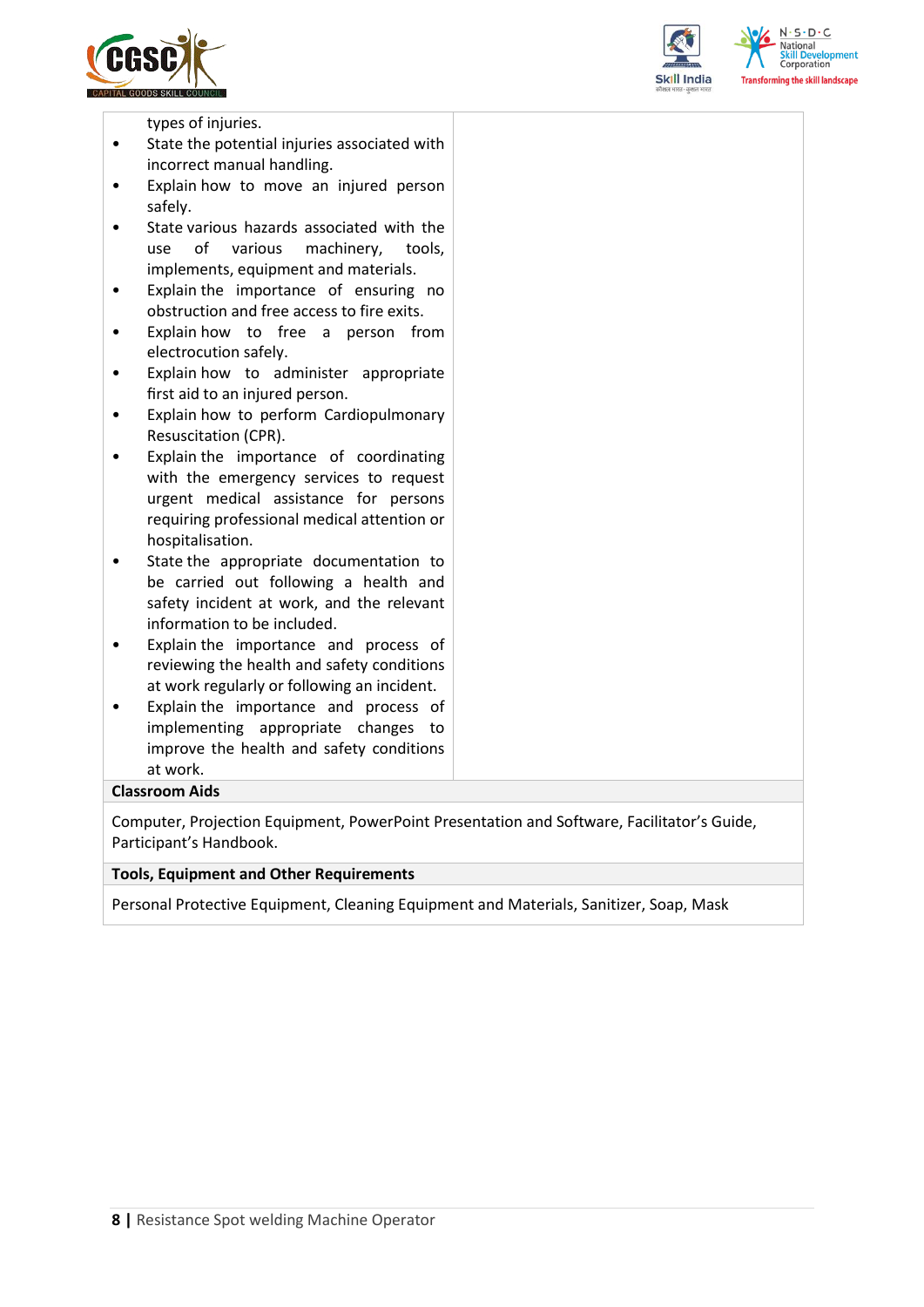| | |
|---|---|
| types of injuries.<br>• State the potential injuries associated with incorrect manual handling.<br>• Explain how to move an injured person safely.<br>• State various hazards associated with the use of various machinery, tools, implements, equipment and materials.<br>• Explain the importance of ensuring no obstruction and free access to fire exits.<br>• Explain how to free a person from electrocution safely.<br>• Explain how to administer appropriate first aid to an injured person.<br>• Explain how to perform Cardiopulmonary Resuscitation (CPR).<br>• Explain the importance of coordinating with the emergency services to request urgent medical assistance for persons requiring professional medical attention or hospitalisation.<br>• State the appropriate documentation to be carried out following a health and safety incident at work, and the relevant information to be included.<br>• Explain the importance and process of reviewing the health and safety conditions at work regularly or following an incident.<br>• Explain the importance and process of implementing appropriate changes to improve the health and safety conditions at work. | |
| **Classroom Aids** | |
| Computer, Projection Equipment, PowerPoint Presentation and Software, Facilitator's Guide, Participant's Handbook. | |
| **Tools, Equipment and Other Requirements** | |
| Personal Protective Equipment, Cleaning Equipment and Materials, Sanitizer, Soap, Mask | |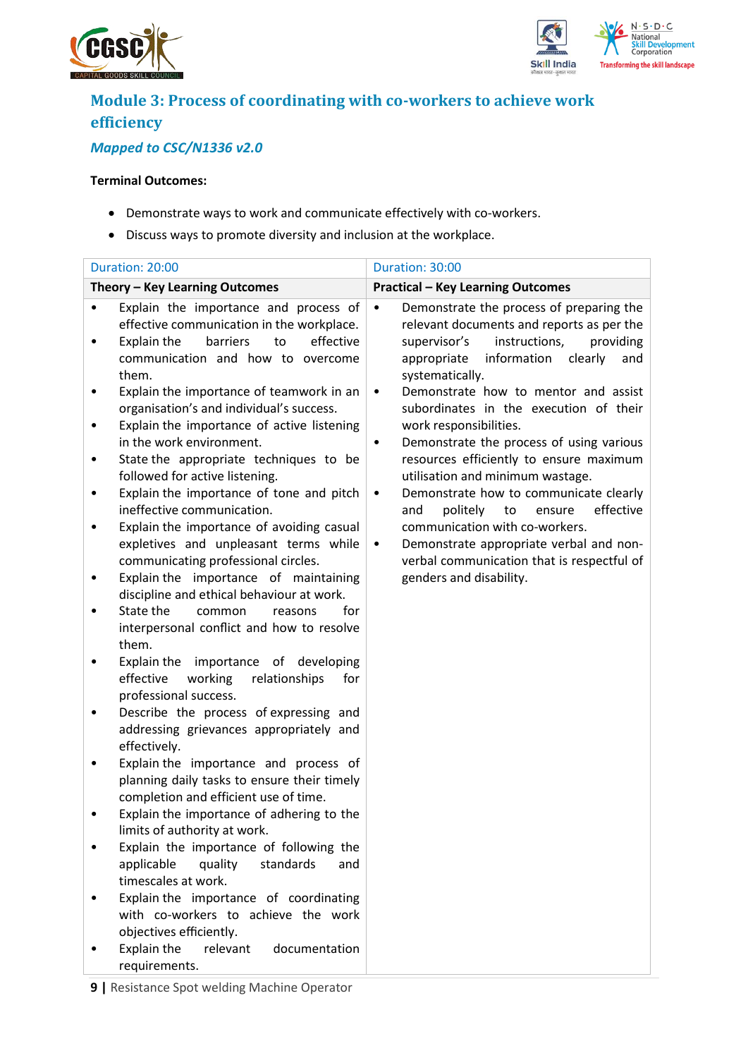## Module 3: Process of coordinating with co-workers to achieve work efficiency

### *Mapped to CSC/N1336 v2.0*

**Terminal Outcomes:**

- Demonstrate ways to work and communicate effectively with co-workers.
- Discuss ways to promote diversity and inclusion at the workplace.

| Duration: 20:00 | Duration: 30:00 |
|---|---|
| **Theory – Key Learning Outcomes** | **Practical – Key Learning Outcomes** |
| • Explain the importance and process of effective communication in the workplace.<br>• Explain the barriers to effective communication and how to overcome them.<br>• Explain the importance of teamwork in an organisation's and individual's success.<br>• Explain the importance of active listening in the work environment.<br>• State the appropriate techniques to be followed for active listening.<br>• Explain the importance of tone and pitch ineffective communication.<br>• Explain the importance of avoiding casual expletives and unpleasant terms while communicating professional circles.<br>• Explain the importance of maintaining discipline and ethical behaviour at work.<br>• State the common reasons for interpersonal conflict and how to resolve them.<br>• Explain the importance of developing effective working relationships for professional success.<br>• Describe the process of expressing and addressing grievances appropriately and effectively.<br>• Explain the importance and process of planning daily tasks to ensure their timely completion and efficient use of time.<br>• Explain the importance of adhering to the limits of authority at work.<br>• Explain the importance of following the applicable quality standards and timescales at work.<br>• Explain the importance of coordinating with co-workers to achieve the work objectives efficiently.<br>• Explain the relevant documentation requirements. | • Demonstrate the process of preparing the relevant documents and reports as per the supervisor's instructions, providing appropriate information clearly and systematically.<br>• Demonstrate how to mentor and assist subordinates in the execution of their work responsibilities.<br>• Demonstrate the process of using various resources efficiently to ensure maximum utilisation and minimum wastage.<br>• Demonstrate how to communicate clearly and politely to ensure effective communication with co-workers.<br>• Demonstrate appropriate verbal and non-verbal communication that is respectful of genders and disability. |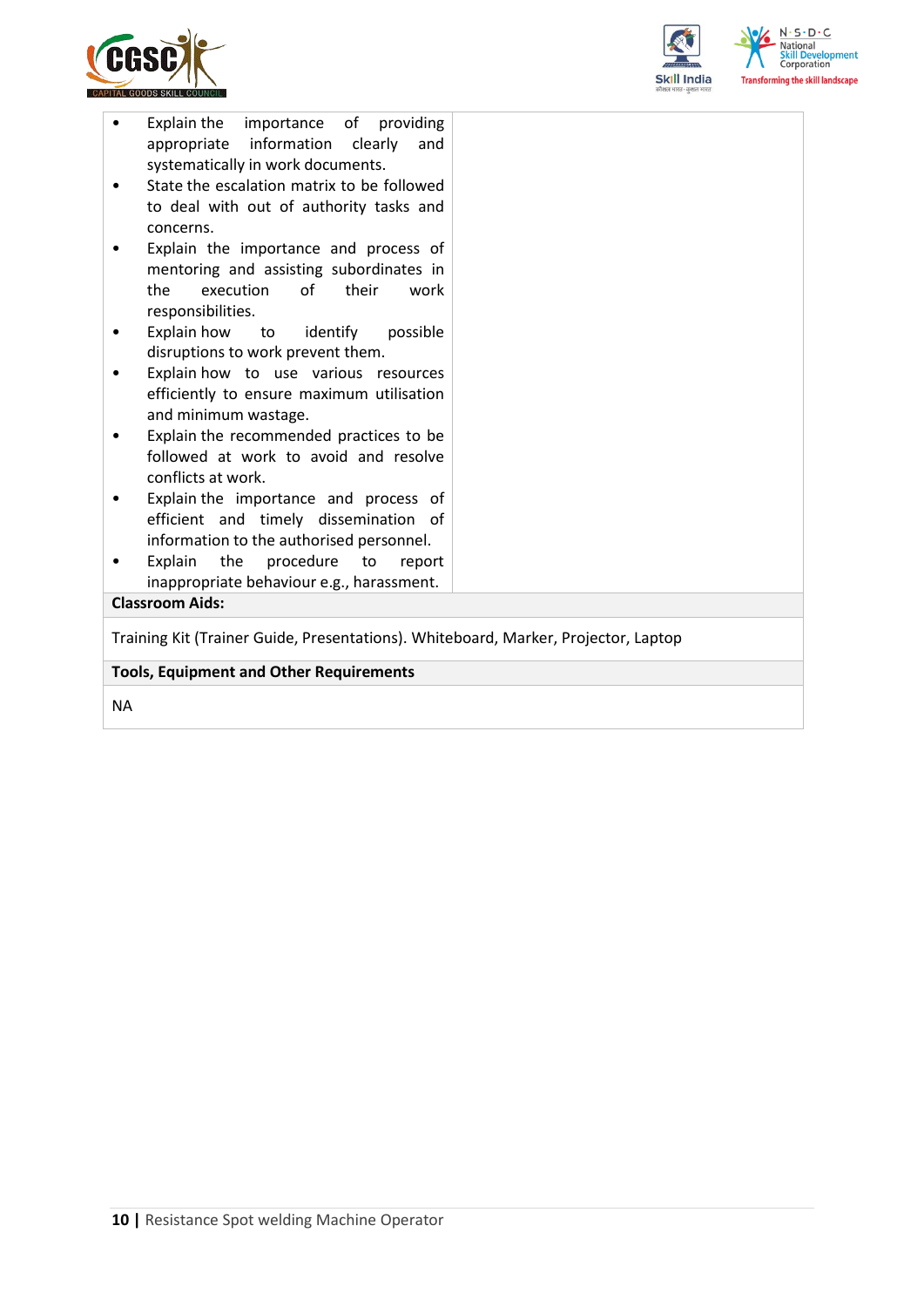| | |
|---|---|
| • Explain the importance of providing appropriate information clearly and systematically in work documents.<br>• State the escalation matrix to be followed to deal with out of authority tasks and concerns.<br>• Explain the importance and process of mentoring and assisting subordinates in the execution of their work responsibilities.<br>• Explain how to identify possible disruptions to work prevent them.<br>• Explain how to use various resources efficiently to ensure maximum utilisation and minimum wastage.<br>• Explain the recommended practices to be followed at work to avoid and resolve conflicts at work.<br>• Explain the importance and process of efficient and timely dissemination of information to the authorised personnel.<br>• Explain the procedure to report inappropriate behaviour e.g., harassment. | |
| **Classroom Aids:** | |
| Training Kit (Trainer Guide, Presentations). Whiteboard, Marker, Projector, Laptop | |
| **Tools, Equipment and Other Requirements** | |
| NA | |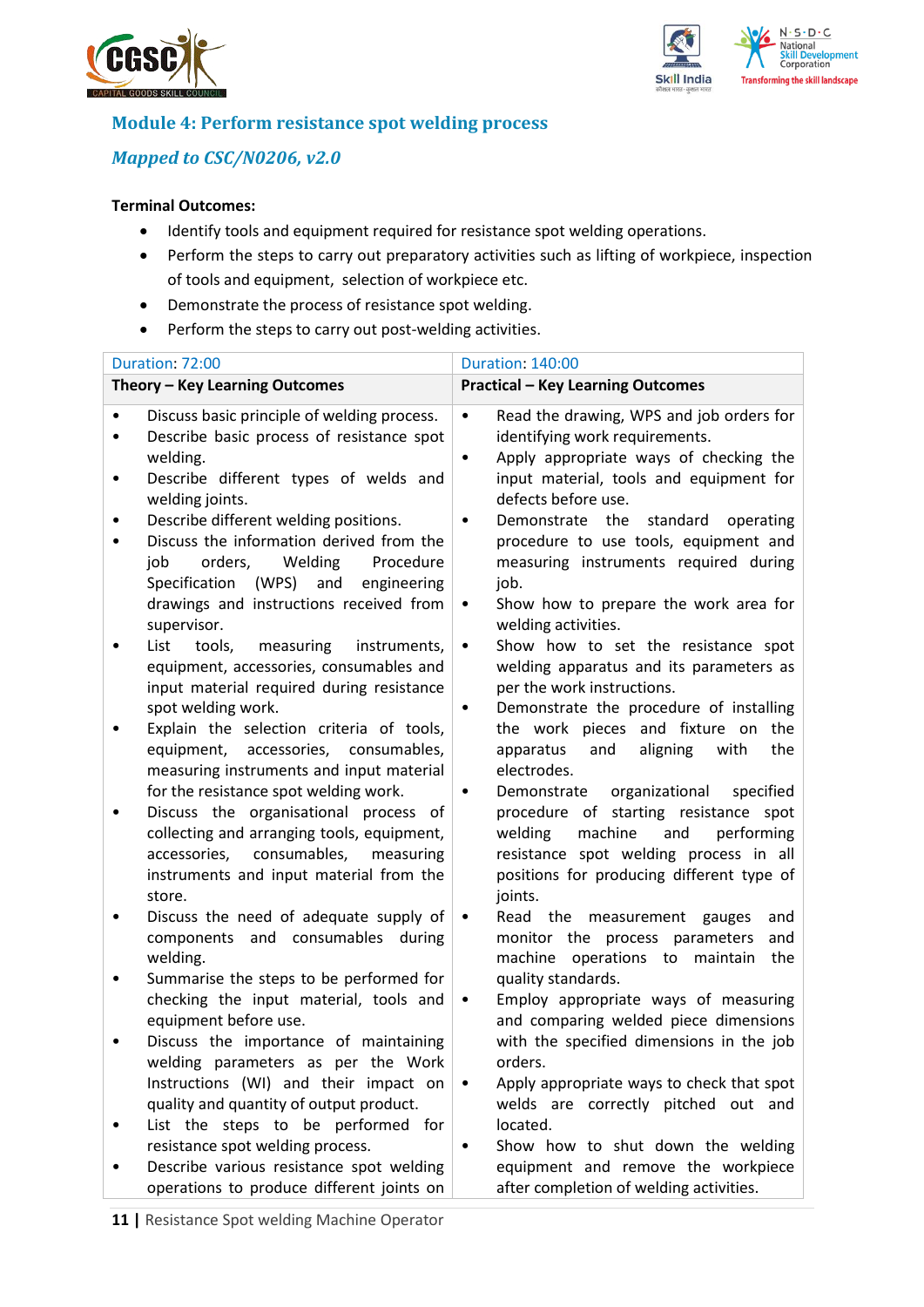## Module 4: Perform resistance spot welding process

### *Mapped to CSC/N0206, v2.0*

**Terminal Outcomes:**

- Identify tools and equipment required for resistance spot welding operations.
- Perform the steps to carry out preparatory activities such as lifting of workpiece, inspection of tools and equipment, selection of workpiece etc.
- Demonstrate the process of resistance spot welding.
- Perform the steps to carry out post-welding activities.

| Duration: 72:00 | Duration: 140:00 |
|---|---|
| **Theory – Key Learning Outcomes** | **Practical – Key Learning Outcomes** |
| • Discuss basic principle of welding process.<br>• Describe basic process of resistance spot welding.<br>• Describe different types of welds and welding joints.<br>• Describe different welding positions.<br>• Discuss the information derived from the job orders, Welding Procedure Specification (WPS) and engineering drawings and instructions received from supervisor.<br>• List tools, measuring instruments, equipment, accessories, consumables and input material required during resistance spot welding work.<br>• Explain the selection criteria of tools, equipment, accessories, consumables, measuring instruments and input material for the resistance spot welding work.<br>• Discuss the organisational process of collecting and arranging tools, equipment, accessories, consumables, measuring instruments and input material from the store.<br>• Discuss the need of adequate supply of components and consumables during welding.<br>• Summarise the steps to be performed for checking the input material, tools and equipment before use.<br>• Discuss the importance of maintaining welding parameters as per the Work Instructions (WI) and their impact on quality and quantity of output product.<br>• List the steps to be performed for resistance spot welding process.<br>• Describe various resistance spot welding operations to produce different joints on | • Read the drawing, WPS and job orders for identifying work requirements.<br>• Apply appropriate ways of checking the input material, tools and equipment for defects before use.<br>• Demonstrate the standard operating procedure to use tools, equipment and measuring instruments required during job.<br>• Show how to prepare the work area for welding activities.<br>• Show how to set the resistance spot welding apparatus and its parameters as per the work instructions.<br>• Demonstrate the procedure of installing the work pieces and fixture on the apparatus and aligning with the electrodes.<br>• Demonstrate organizational specified procedure of starting resistance spot welding machine and performing resistance spot welding process in all positions for producing different type of joints.<br>• Read the measurement gauges and monitor the process parameters and machine operations to maintain the quality standards.<br>• Employ appropriate ways of measuring and comparing welded piece dimensions with the specified dimensions in the job orders.<br>• Apply appropriate ways to check that spot welds are correctly pitched out and located.<br>• Show how to shut down the welding equipment and remove the workpiece after completion of welding activities. |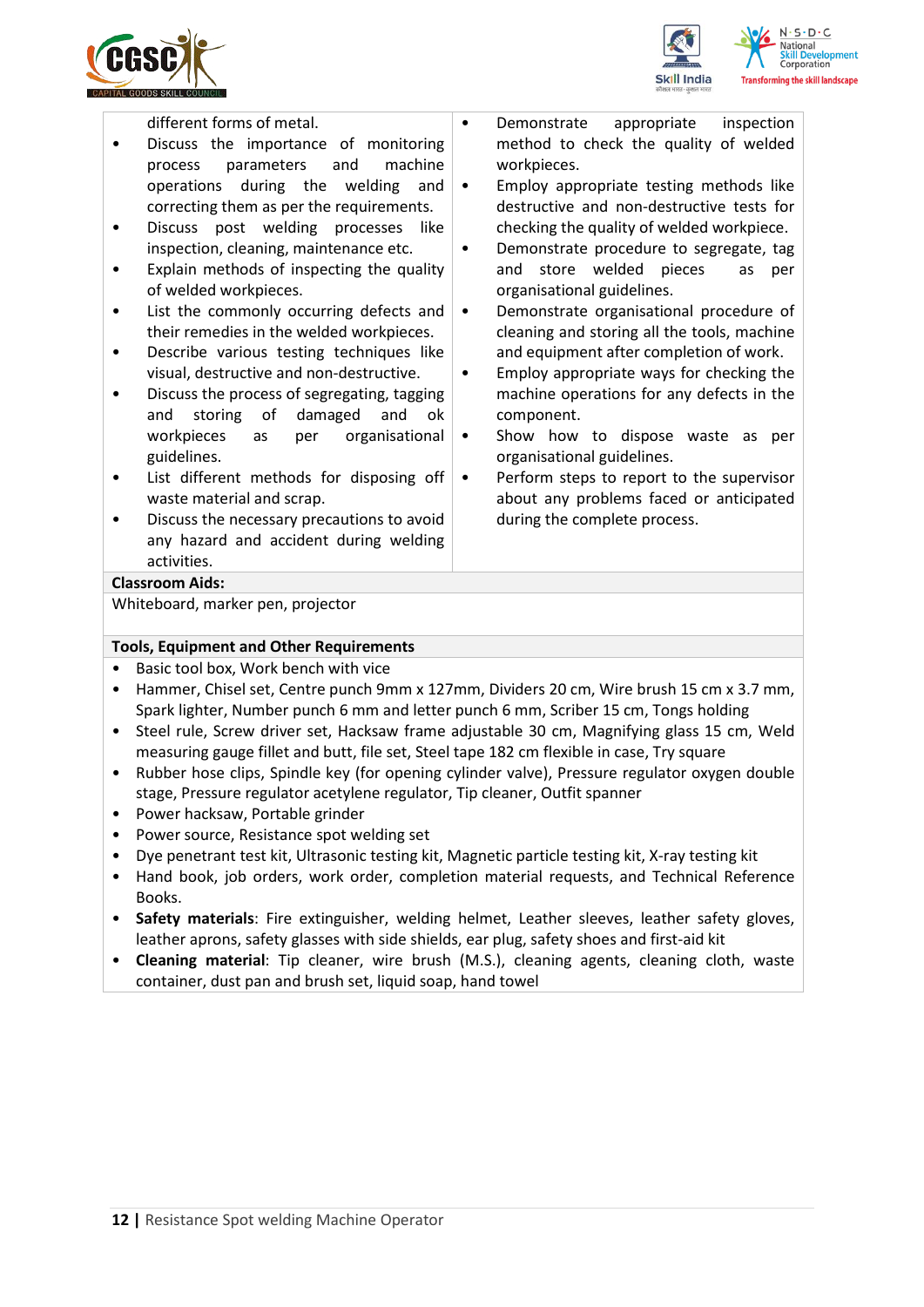| | |
|---|---|
| different forms of metal.<br>• Discuss the importance of monitoring process parameters and machine operations during the welding and correcting them as per the requirements.<br>• Discuss post welding processes like inspection, cleaning, maintenance etc.<br>• Explain methods of inspecting the quality of welded workpieces.<br>• List the commonly occurring defects and their remedies in the welded workpieces.<br>• Describe various testing techniques like visual, destructive and non-destructive.<br>• Discuss the process of segregating, tagging and storing of damaged and ok workpieces as per organisational guidelines.<br>• List different methods for disposing off waste material and scrap.<br>• Discuss the necessary precautions to avoid any hazard and accident during welding activities. | • Demonstrate appropriate inspection method to check the quality of welded workpieces.<br>• Employ appropriate testing methods like destructive and non-destructive tests for checking the quality of welded workpiece.<br>• Demonstrate procedure to segregate, tag and store welded pieces as per organisational guidelines.<br>• Demonstrate organisational procedure of cleaning and storing all the tools, machine and equipment after completion of work.<br>• Employ appropriate ways for checking the machine operations for any defects in the component.<br>• Show how to dispose waste as per organisational guidelines.<br>• Perform steps to report to the supervisor about any problems faced or anticipated during the complete process. |

**Classroom Aids:**

Whiteboard, marker pen, projector

**Tools, Equipment and Other Requirements**

- Basic tool box, Work bench with vice
- Hammer, Chisel set, Centre punch 9mm x 127mm, Dividers 20 cm, Wire brush 15 cm x 3.7 mm, Spark lighter, Number punch 6 mm and letter punch 6 mm, Scriber 15 cm, Tongs holding
- Steel rule, Screw driver set, Hacksaw frame adjustable 30 cm, Magnifying glass 15 cm, Weld measuring gauge fillet and butt, file set, Steel tape 182 cm flexible in case, Try square
- Rubber hose clips, Spindle key (for opening cylinder valve), Pressure regulator oxygen double stage, Pressure regulator acetylene regulator, Tip cleaner, Outfit spanner
- Power hacksaw, Portable grinder
- Power source, Resistance spot welding set
- Dye penetrant test kit, Ultrasonic testing kit, Magnetic particle testing kit, X-ray testing kit
- Hand book, job orders, work order, completion material requests, and Technical Reference Books.
- **Safety materials**: Fire extinguisher, welding helmet, Leather sleeves, leather safety gloves, leather aprons, safety glasses with side shields, ear plug, safety shoes and first-aid kit
- **Cleaning material**: Tip cleaner, wire brush (M.S.), cleaning agents, cleaning cloth, waste container, dust pan and brush set, liquid soap, hand towel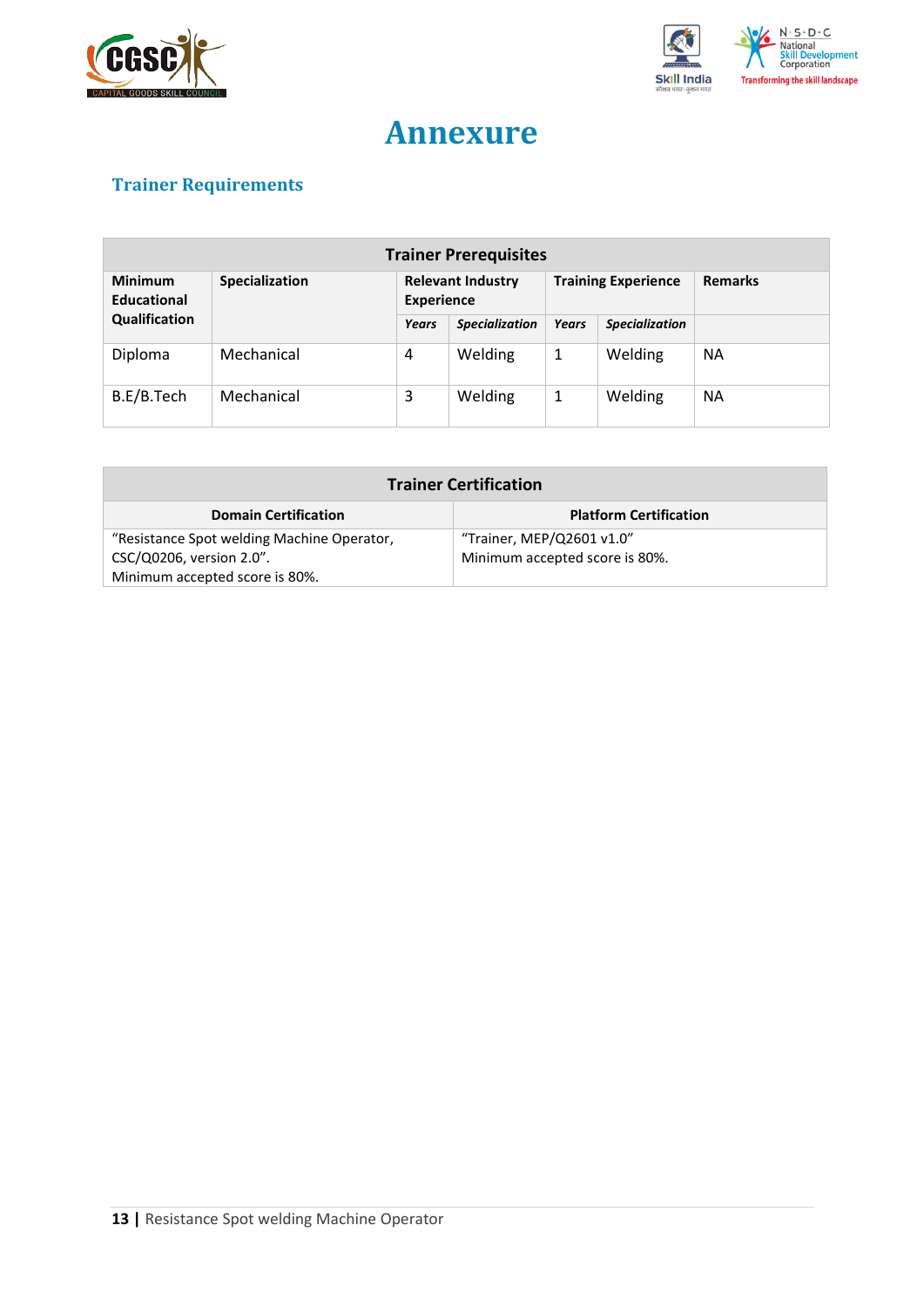# Annexure

## Trainer Requirements

| Trainer Prerequisites | | | | | | |
|---|---|---|---|---|---|---|
| **Minimum Educational Qualification** | **Specialization** | **Relevant Industry Experience** | | **Training Experience** | | **Remarks** |
| | | ***Years*** | ***Specialization*** | ***Years*** | ***Specialization*** | |
| Diploma | Mechanical | 4 | Welding | 1 | Welding | NA |
| B.E/B.Tech | Mechanical | 3 | Welding | 1 | Welding | NA |

| Trainer Certification | |
|---|---|
| **Domain Certification** | **Platform Certification** |
| "Resistance Spot welding Machine Operator, CSC/Q0206, version 2.0". Minimum accepted score is 80%. | "Trainer, MEP/Q2601 v1.0" Minimum accepted score is 80%. |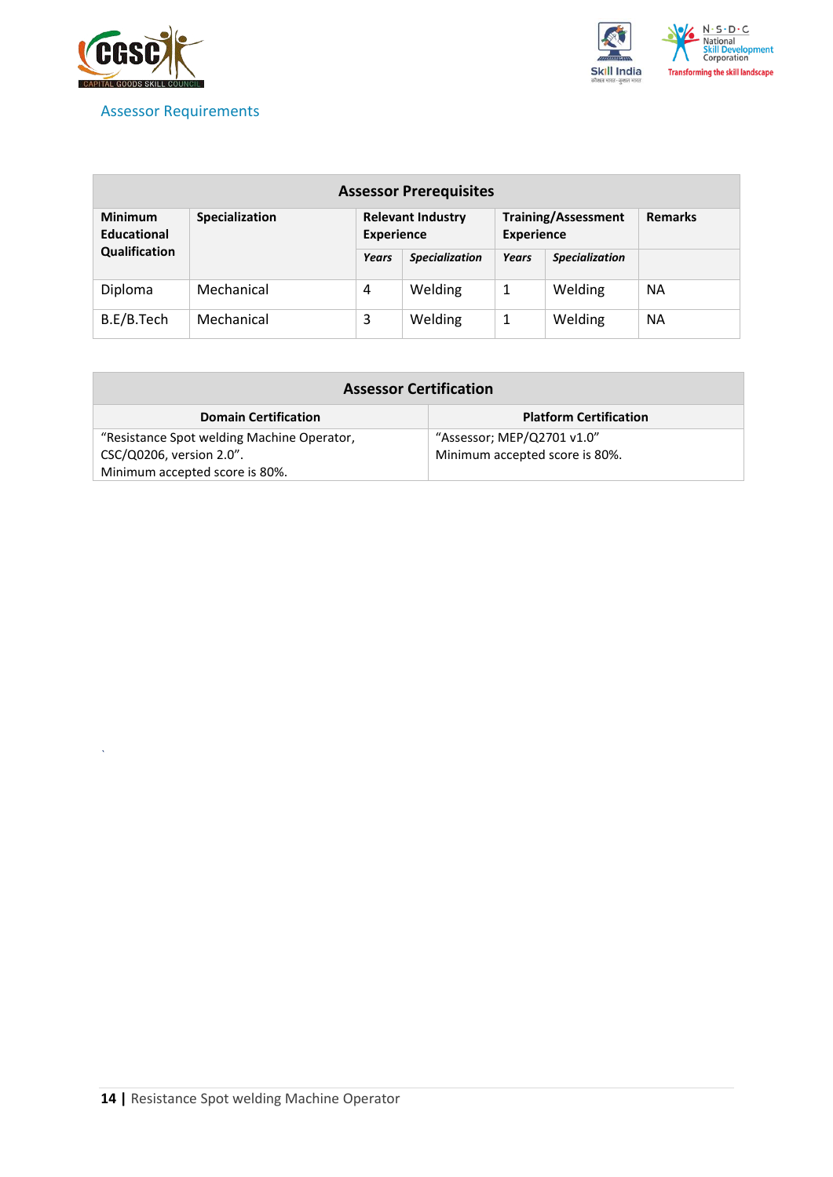## Assessor Requirements

| Assessor Prerequisites | | | | | | |
|---|---|---|---|---|---|---|
| **Minimum Educational Qualification** | **Specialization** | **Relevant Industry Experience** | | **Training/Assessment Experience** | | **Remarks** |
| | | ***Years*** | ***Specialization*** | ***Years*** | ***Specialization*** | |
| Diploma | Mechanical | 4 | Welding | 1 | Welding | NA |
| B.E/B.Tech | Mechanical | 3 | Welding | 1 | Welding | NA |

| Assessor Certification | |
|---|---|
| **Domain Certification** | **Platform Certification** |
| "Resistance Spot welding Machine Operator, CSC/Q0206, version 2.0". Minimum accepted score is 80%. | "Assessor; MEP/Q2701 v1.0" Minimum accepted score is 80%. |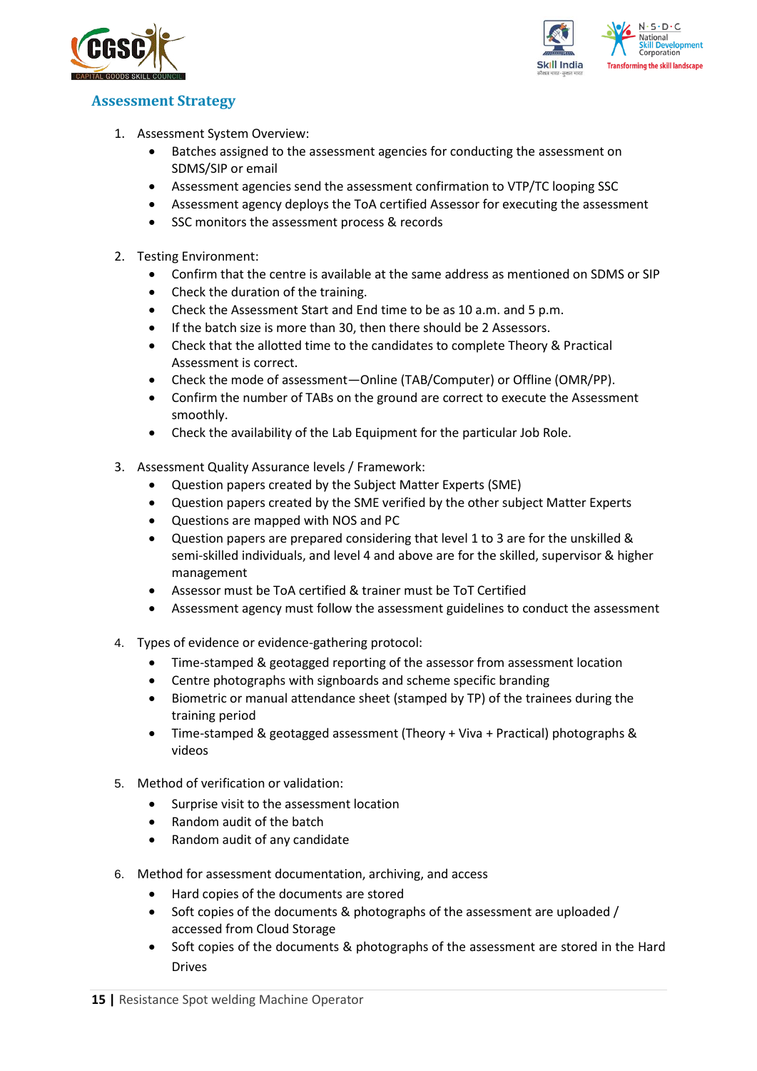## Assessment Strategy

1. Assessment System Overview:
    - Batches assigned to the assessment agencies for conducting the assessment on SDMS/SIP or email
    - Assessment agencies send the assessment confirmation to VTP/TC looping SSC
    - Assessment agency deploys the ToA certified Assessor for executing the assessment
    - SSC monitors the assessment process & records

2. Testing Environment:
    - Confirm that the centre is available at the same address as mentioned on SDMS or SIP
    - Check the duration of the training.
    - Check the Assessment Start and End time to be as 10 a.m. and 5 p.m.
    - If the batch size is more than 30, then there should be 2 Assessors.
    - Check that the allotted time to the candidates to complete Theory & Practical Assessment is correct.
    - Check the mode of assessment—Online (TAB/Computer) or Offline (OMR/PP).
    - Confirm the number of TABs on the ground are correct to execute the Assessment smoothly.
    - Check the availability of the Lab Equipment for the particular Job Role.

3. Assessment Quality Assurance levels / Framework:
    - Question papers created by the Subject Matter Experts (SME)
    - Question papers created by the SME verified by the other subject Matter Experts
    - Questions are mapped with NOS and PC
    - Question papers are prepared considering that level 1 to 3 are for the unskilled & semi-skilled individuals, and level 4 and above are for the skilled, supervisor & higher management
    - Assessor must be ToA certified & trainer must be ToT Certified
    - Assessment agency must follow the assessment guidelines to conduct the assessment

4. Types of evidence or evidence-gathering protocol:
    - Time-stamped & geotagged reporting of the assessor from assessment location
    - Centre photographs with signboards and scheme specific branding
    - Biometric or manual attendance sheet (stamped by TP) of the trainees during the training period
    - Time-stamped & geotagged assessment (Theory + Viva + Practical) photographs & videos

5. Method of verification or validation:
    - Surprise visit to the assessment location
    - Random audit of the batch
    - Random audit of any candidate

6. Method for assessment documentation, archiving, and access
    - Hard copies of the documents are stored
    - Soft copies of the documents & photographs of the assessment are uploaded / accessed from Cloud Storage
    - Soft copies of the documents & photographs of the assessment are stored in the Hard Drives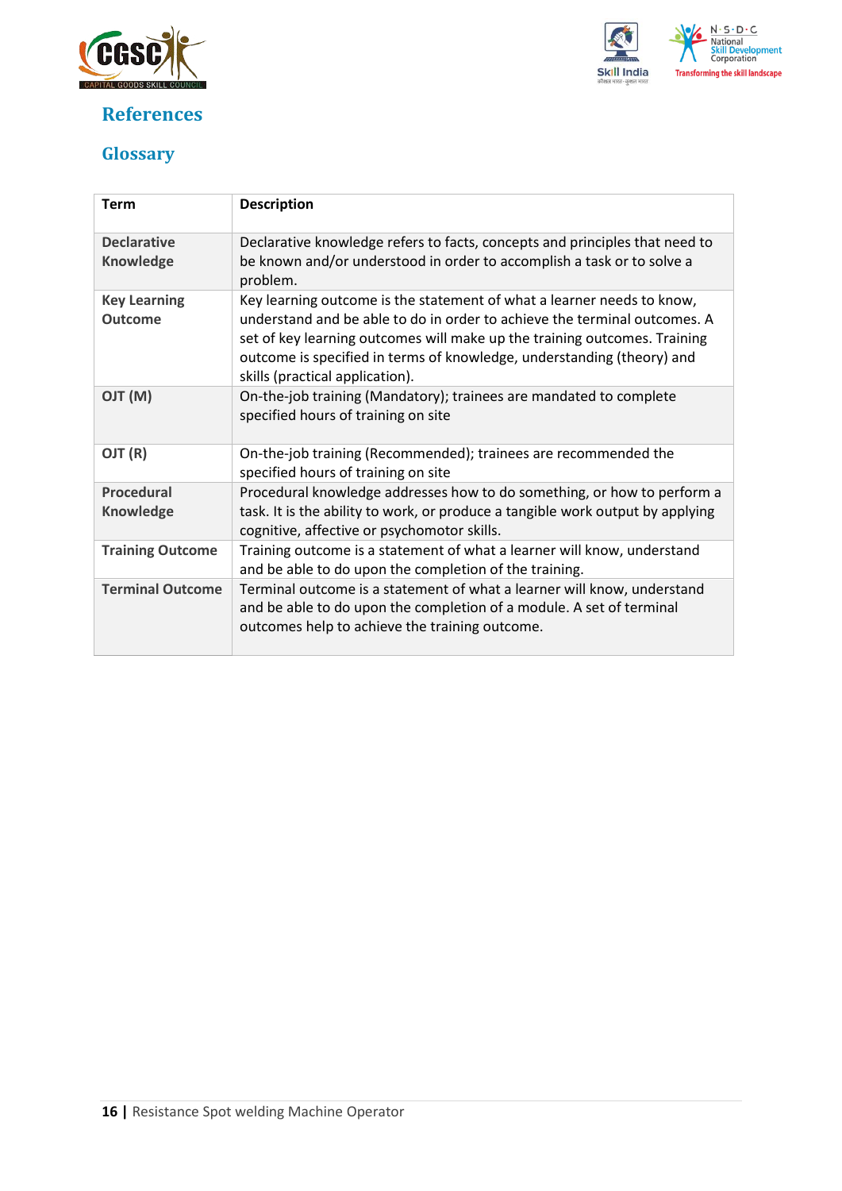## References

### Glossary

| Term | Description |
|---|---|
| **Declarative Knowledge** | Declarative knowledge refers to facts, concepts and principles that need to be known and/or understood in order to accomplish a task or to solve a problem. |
| **Key Learning Outcome** | Key learning outcome is the statement of what a learner needs to know, understand and be able to do in order to achieve the terminal outcomes. A set of key learning outcomes will make up the training outcomes. Training outcome is specified in terms of knowledge, understanding (theory) and skills (practical application). |
| **OJT (M)** | On-the-job training (Mandatory); trainees are mandated to complete specified hours of training on site |
| **OJT (R)** | On-the-job training (Recommended); trainees are recommended the specified hours of training on site |
| **Procedural Knowledge** | Procedural knowledge addresses how to do something, or how to perform a task. It is the ability to work, or produce a tangible work output by applying cognitive, affective or psychomotor skills. |
| **Training Outcome** | Training outcome is a statement of what a learner will know, understand and be able to do upon the completion of the training. |
| **Terminal Outcome** | Terminal outcome is a statement of what a learner will know, understand and be able to do upon the completion of a module. A set of terminal outcomes help to achieve the training outcome. |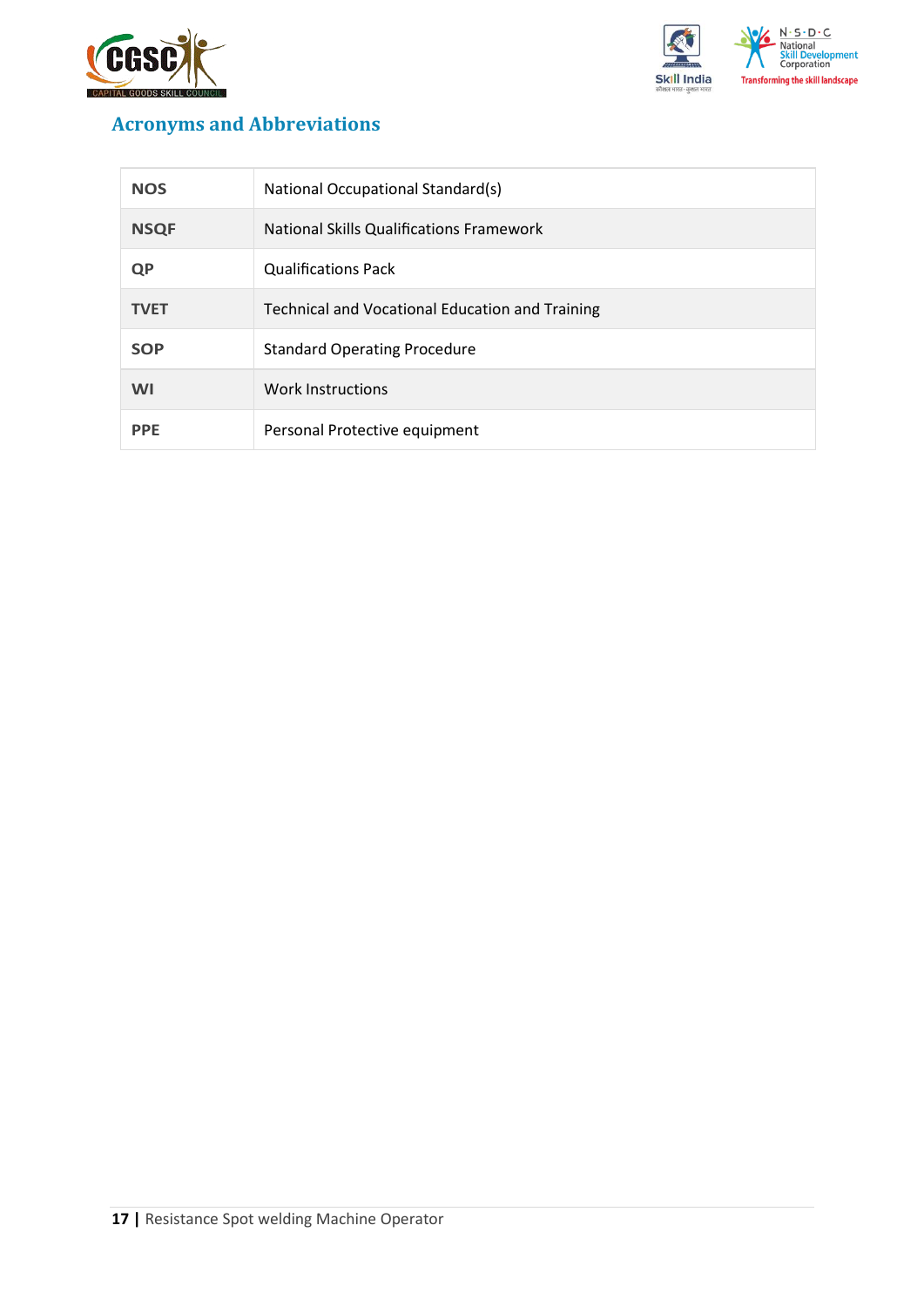## Acronyms and Abbreviations

| | |
|---|---|
| **NOS** | National Occupational Standard(s) |
| **NSQF** | National Skills Qualifications Framework |
| **QP** | Qualifications Pack |
| **TVET** | Technical and Vocational Education and Training |
| **SOP** | Standard Operating Procedure |
| **WI** | Work Instructions |
| **PPE** | Personal Protective equipment |